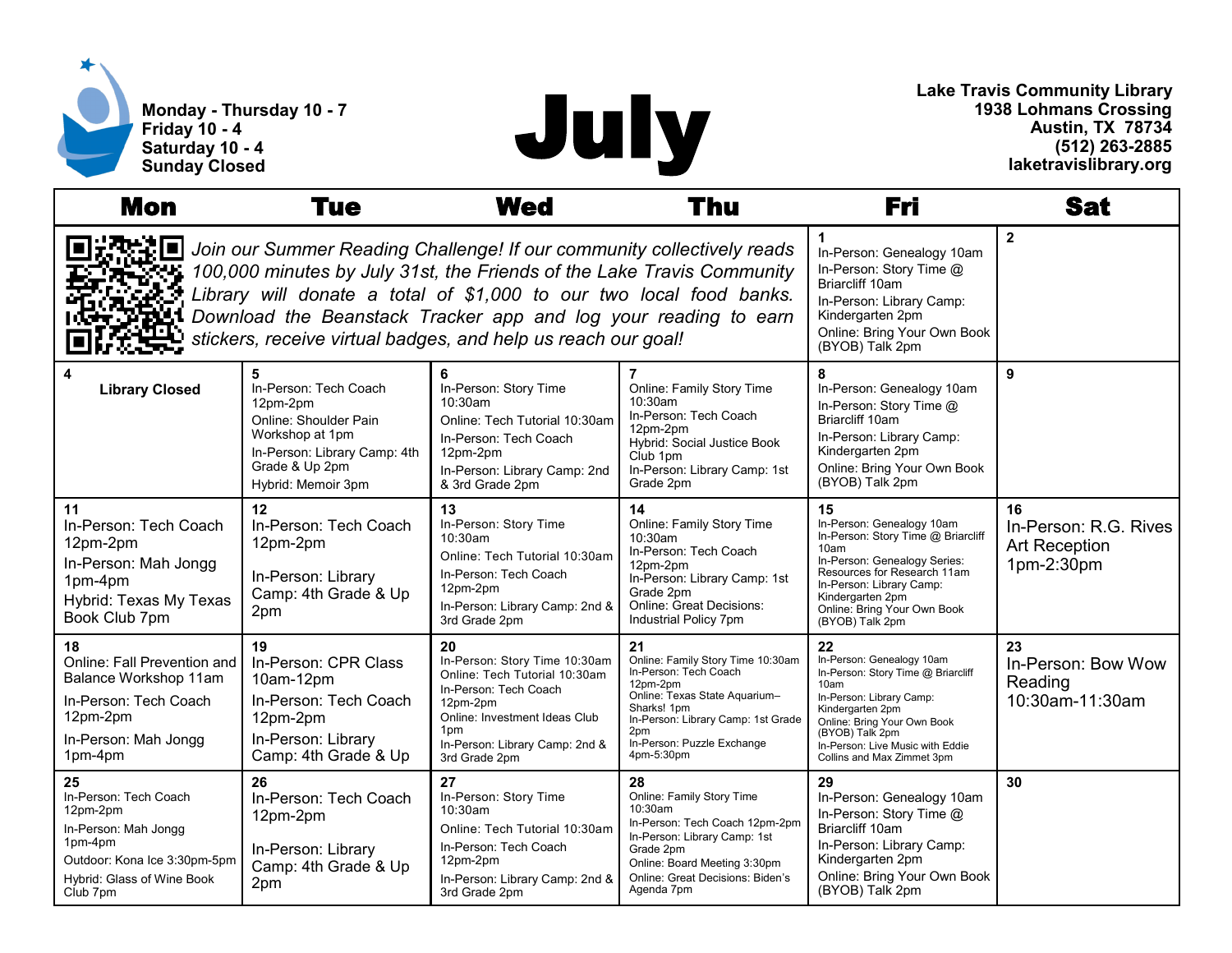Monday - Thursday 10 - 7
Friday 10 - 4
Saturday 10 - 4
Sunday Closed

# July

**Lake Travis Community Library**
**1938 Lohmans Crossing**
**Austin, TX 78734**
**(512) 263-2885**
**laketravislibrary.org**

| Mon | Tue | Wed | Thu | Fri | Sat |
|---|---|---|---|---|---|
| *Join our Summer Reading Challenge! If our community collectively reads 100,000 minutes by July 31st, the Friends of the Lake Travis Community Library will donate a total of $1,000 to our two local food banks. Download the Beanstack Tracker app and log your reading to earn stickers, receive virtual badges, and help us reach our goal!* | | | | **1** In-Person: Genealogy 10am In-Person: Story Time @ Briarcliff 10am In-Person: Library Camp: Kindergarten 2pm Online: Bring Your Own Book (BYOB) Talk 2pm | **2** |
| **4** **Library Closed** | **5** In-Person: Tech Coach 12pm-2pm Online: Shoulder Pain Workshop at 1pm In-Person: Library Camp: 4th Grade & Up 2pm Hybrid: Memoir 3pm | **6** In-Person: Story Time 10:30am Online: Tech Tutorial 10:30am In-Person: Tech Coach 12pm-2pm In-Person: Library Camp: 2nd & 3rd Grade 2pm | **7** Online: Family Story Time 10:30am In-Person: Tech Coach 12pm-2pm Hybrid: Social Justice Book Club 1pm In-Person: Library Camp: 1st Grade 2pm | **8** In-Person: Genealogy 10am In-Person: Story Time @ Briarcliff 10am In-Person: Library Camp: Kindergarten 2pm Online: Bring Your Own Book (BYOB) Talk 2pm | **9** |
| **11** In-Person: Tech Coach 12pm-2pm In-Person: Mah Jongg 1pm-4pm Hybrid: Texas My Texas Book Club 7pm | **12** In-Person: Tech Coach 12pm-2pm In-Person: Library Camp: 4th Grade & Up 2pm | **13** In-Person: Story Time 10:30am Online: Tech Tutorial 10:30am In-Person: Tech Coach 12pm-2pm In-Person: Library Camp: 2nd & 3rd Grade 2pm | **14** Online: Family Story Time 10:30am In-Person: Tech Coach 12pm-2pm In-Person: Library Camp: 1st Grade 2pm Online: Great Decisions: Industrial Policy 7pm | **15** In-Person: Genealogy 10am In-Person: Story Time @ Briarcliff 10am In-Person: Genealogy Series: Resources for Research 11am In-Person: Library Camp: Kindergarten 2pm Online: Bring Your Own Book (BYOB) Talk 2pm | **16** In-Person: R.G. Rives Art Reception 1pm-2:30pm |
| **18** Online: Fall Prevention and Balance Workshop 11am In-Person: Tech Coach 12pm-2pm In-Person: Mah Jongg 1pm-4pm | **19** In-Person: CPR Class 10am-12pm In-Person: Tech Coach 12pm-2pm In-Person: Library Camp: 4th Grade & Up | **20** In-Person: Story Time 10:30am Online: Tech Tutorial 10:30am In-Person: Tech Coach 12pm-2pm Online: Investment Ideas Club 1pm In-Person: Library Camp: 2nd & 3rd Grade 2pm | **21** Online: Family Story Time 10:30am In-Person: Tech Coach 12pm-2pm Online: Texas State Aquarium–Sharks! 1pm In-Person: Library Camp: 1st Grade 2pm In-Person: Puzzle Exchange 4pm-5:30pm | **22** In-Person: Genealogy 10am In-Person: Story Time @ Briarcliff 10am In-Person: Library Camp: Kindergarten 2pm Online: Bring Your Own Book (BYOB) Talk 2pm In-Person: Live Music with Eddie Collins and Max Zimmet 3pm | **23** In-Person: Bow Wow Reading 10:30am-11:30am |
| **25** In-Person: Tech Coach 12pm-2pm In-Person: Mah Jongg 1pm-4pm Outdoor: Kona Ice 3:30pm-5pm Hybrid: Glass of Wine Book Club 7pm | **26** In-Person: Tech Coach 12pm-2pm In-Person: Library Camp: 4th Grade & Up 2pm | **27** In-Person: Story Time 10:30am Online: Tech Tutorial 10:30am In-Person: Tech Coach 12pm-2pm In-Person: Library Camp: 2nd & 3rd Grade 2pm | **28** Online: Family Story Time 10:30am In-Person: Tech Coach 12pm-2pm In-Person: Library Camp: 1st Grade 2pm Online: Board Meeting 3:30pm Online: Great Decisions: Biden's Agenda 7pm | **29** In-Person: Genealogy 10am In-Person: Story Time @ Briarcliff 10am In-Person: Library Camp: Kindergarten 2pm Online: Bring Your Own Book (BYOB) Talk 2pm | **30** |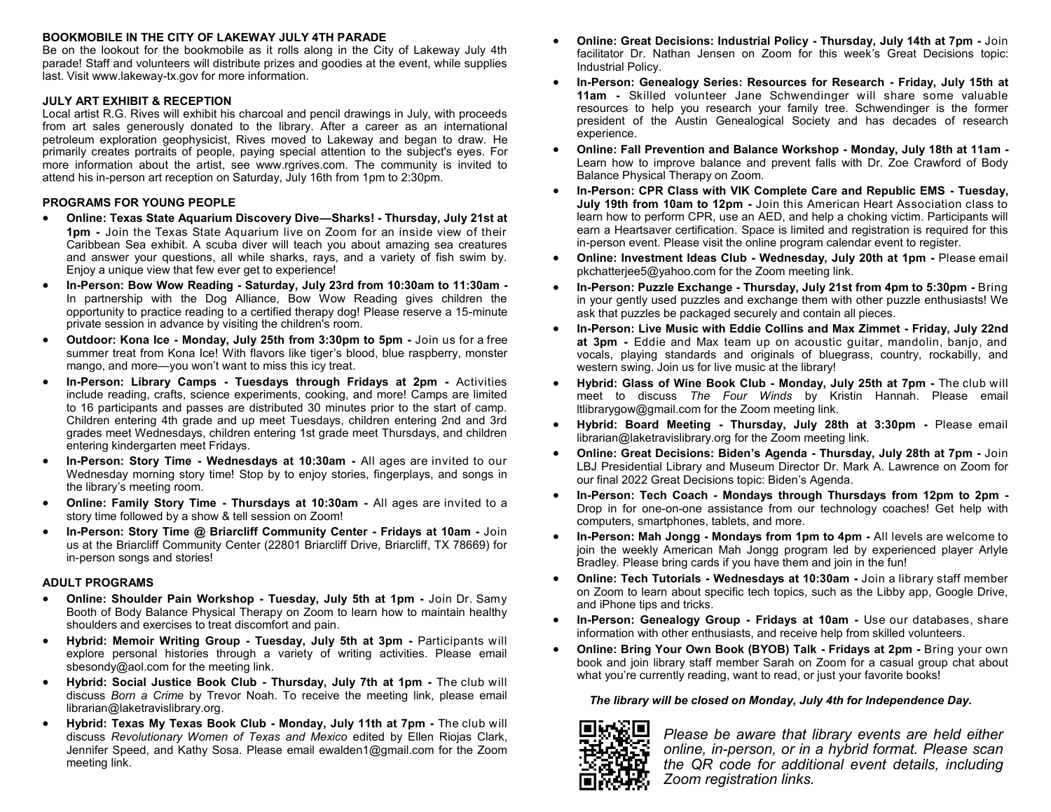**BOOKMOBILE IN THE CITY OF LAKEWAY JULY 4TH PARADE**

Be on the lookout for the bookmobile as it rolls along in the City of Lakeway July 4th parade! Staff and volunteers will distribute prizes and goodies at the event, while supplies last. Visit www.lakeway-tx.gov for more information.

**JULY ART EXHIBIT & RECEPTION**

Local artist R.G. Rives will exhibit his charcoal and pencil drawings in July, with proceeds from art sales generously donated to the library. After a career as an international petroleum exploration geophysicist, Rives moved to Lakeway and began to draw. He primarily creates portraits of people, paying special attention to the subject's eyes. For more information about the artist, see www.rgrives.com. The community is invited to attend his in-person art reception on Saturday, July 16th from 1pm to 2:30pm.

**PROGRAMS FOR YOUNG PEOPLE**

- **Online: Texas State Aquarium Discovery Dive—Sharks! - Thursday, July 21st at 1pm -** Join the Texas State Aquarium live on Zoom for an inside view of their Caribbean Sea exhibit. A scuba diver will teach you about amazing sea creatures and answer your questions, all while sharks, rays, and a variety of fish swim by. Enjoy a unique view that few ever get to experience!
- **In-Person: Bow Wow Reading - Saturday, July 23rd from 10:30am to 11:30am -** In partnership with the Dog Alliance, Bow Wow Reading gives children the opportunity to practice reading to a certified therapy dog! Please reserve a 15-minute private session in advance by visiting the children's room.
- **Outdoor: Kona Ice - Monday, July 25th from 3:30pm to 5pm -** Join us for a free summer treat from Kona Ice! With flavors like tiger's blood, blue raspberry, monster mango, and more—you won't want to miss this icy treat.
- **In-Person: Library Camps - Tuesdays through Fridays at 2pm -** Activities include reading, crafts, science experiments, cooking, and more! Camps are limited to 16 participants and passes are distributed 30 minutes prior to the start of camp. Children entering 4th grade and up meet Tuesdays, children entering 2nd and 3rd grades meet Wednesdays, children entering 1st grade meet Thursdays, and children entering kindergarten meet Fridays.
- **In-Person: Story Time - Wednesdays at 10:30am -** All ages are invited to our Wednesday morning story time! Stop by to enjoy stories, fingerplays, and songs in the library's meeting room.
- **Online: Family Story Time - Thursdays at 10:30am -** All ages are invited to a story time followed by a show & tell session on Zoom!
- **In-Person: Story Time @ Briarcliff Community Center - Fridays at 10am -** Join us at the Briarcliff Community Center (22801 Briarcliff Drive, Briarcliff, TX 78669) for in-person songs and stories!

**ADULT PROGRAMS**

- **Online: Shoulder Pain Workshop - Tuesday, July 5th at 1pm -** Join Dr. Samy Booth of Body Balance Physical Therapy on Zoom to learn how to maintain healthy shoulders and exercises to treat discomfort and pain.
- **Hybrid: Memoir Writing Group - Tuesday, July 5th at 3pm -** Participants will explore personal histories through a variety of writing activities. Please email sbesondy@aol.com for the meeting link.
- **Hybrid: Social Justice Book Club - Thursday, July 7th at 1pm -** The club will discuss *Born a Crime* by Trevor Noah. To receive the meeting link, please email librarian@laketravislibrary.org.
- **Hybrid: Texas My Texas Book Club - Monday, July 11th at 7pm -** The club will discuss *Revolutionary Women of Texas and Mexico* edited by Ellen Riojas Clark, Jennifer Speed, and Kathy Sosa. Please email ewalden1@gmail.com for the Zoom meeting link.
- **Online: Great Decisions: Industrial Policy - Thursday, July 14th at 7pm -** Join facilitator Dr. Nathan Jensen on Zoom for this week's Great Decisions topic: Industrial Policy.
- **In-Person: Genealogy Series: Resources for Research - Friday, July 15th at 11am -** Skilled volunteer Jane Schwendinger will share some valuable resources to help you research your family tree. Schwendinger is the former president of the Austin Genealogical Society and has decades of research experience.
- **Online: Fall Prevention and Balance Workshop - Monday, July 18th at 11am -** Learn how to improve balance and prevent falls with Dr. Zoe Crawford of Body Balance Physical Therapy on Zoom.
- **In-Person: CPR Class with VIK Complete Care and Republic EMS - Tuesday, July 19th from 10am to 12pm -** Join this American Heart Association class to learn how to perform CPR, use an AED, and help a choking victim. Participants will earn a Heartsaver certification. Space is limited and registration is required for this in-person event. Please visit the online program calendar event to register.
- **Online: Investment Ideas Club - Wednesday, July 20th at 1pm -** Please email pkchatterjee5@yahoo.com for the Zoom meeting link.
- **In-Person: Puzzle Exchange - Thursday, July 21st from 4pm to 5:30pm -** Bring in your gently used puzzles and exchange them with other puzzle enthusiasts! We ask that puzzles be packaged securely and contain all pieces.
- **In-Person: Live Music with Eddie Collins and Max Zimmet - Friday, July 22nd at 3pm -** Eddie and Max team up on acoustic guitar, mandolin, banjo, and vocals, playing standards and originals of bluegrass, country, rockabilly, and western swing. Join us for live music at the library!
- **Hybrid: Glass of Wine Book Club - Monday, July 25th at 7pm -** The club will meet to discuss *The Four Winds* by Kristin Hannah. Please email ltlibrarygow@gmail.com for the Zoom meeting link.
- **Hybrid: Board Meeting - Thursday, July 28th at 3:30pm -** Please email librarian@laketravislibrary.org for the Zoom meeting link.
- **Online: Great Decisions: Biden's Agenda - Thursday, July 28th at 7pm -** Join LBJ Presidential Library and Museum Director Dr. Mark A. Lawrence on Zoom for our final 2022 Great Decisions topic: Biden's Agenda.
- **In-Person: Tech Coach - Mondays through Thursdays from 12pm to 2pm -** Drop in for one-on-one assistance from our technology coaches! Get help with computers, smartphones, tablets, and more.
- **In-Person: Mah Jongg - Mondays from 1pm to 4pm -** All levels are welcome to join the weekly American Mah Jongg program led by experienced player Arlyle Bradley. Please bring cards if you have them and join in the fun!
- **Online: Tech Tutorials - Wednesdays at 10:30am -** Join a library staff member on Zoom to learn about specific tech topics, such as the Libby app, Google Drive, and iPhone tips and tricks.
- **In-Person: Genealogy Group - Fridays at 10am -** Use our databases, share information with other enthusiasts, and receive help from skilled volunteers.
- **Online: Bring Your Own Book (BYOB) Talk - Fridays at 2pm -** Bring your own book and join library staff member Sarah on Zoom for a casual group chat about what you're currently reading, want to read, or just your favorite books!

***The library will be closed on Monday, July 4th for Independence Day.***

*Please be aware that library events are held either online, in-person, or in a hybrid format. Please scan the QR code for additional event details, including Zoom registration links.*